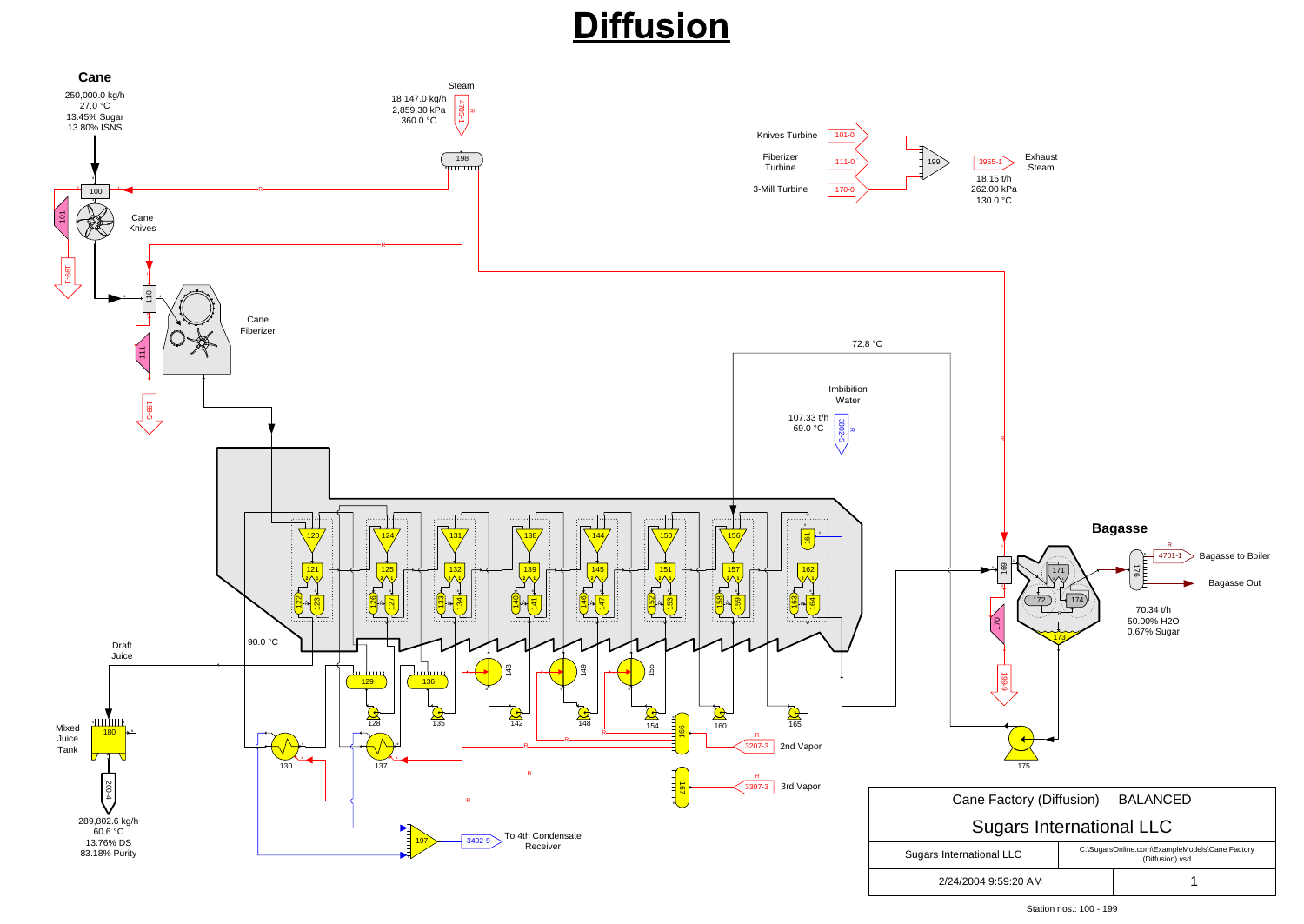# Diffusion

**Cane**

250,000.0 kg/h
27.0 °C
13.45% Sugar
13.80% ISNS

Steam

18,147.0 kg/h
2,859.30 kPa
360.0 °C

4705-1

198

100

101

Cane Knives

199-1

110

111

Cane Fiberizer

199-5

Knives Turbine 101-0

Fiberizer Turbine 111-0

3-Mill Turbine 170-0

199

3955-1 Exhaust Steam

18.15 t/h
262.00 kPa
130.0 °C

72.8 °C

Imbibition Water

107.33 t/h
69.0 °C

3602-5

120 124 131 138 144 150 156 161

121 125 132 139 145 151 157 162

122 123 126 127 133 134 140 141 146 147 152 153 158 159 163 164

90.0 °C

Draft Juice

129 136 143 149 155

128 135 142 148 154 160 165

166

3207-3 2nd Vapor

167

3307-3 3rd Vapor

130 137

197

3402-9 To 4th Condensate Receiver

Mixed Juice Tank

180

200-4

289,802.6 kg/h
60.6 °C
13.76% DS
83.18% Purity

**Bagasse**

169

170

199-9

171 172 174 173

175

176

4701-1 Bagasse to Boiler

Bagasse Out

70.34 t/h
50.00% H2O
0.67% Sugar

| Cane Factory (Diffusion) BALANCED | |
|---|---|
| Sugars International LLC | |
| Sugars International LLC | C:\SugarsOnline.com\ExampleModels\Cane Factory (Diffusion).vsd |
| 2/24/2004 9:59:20 AM | 1 |

Station nos.: 100 - 199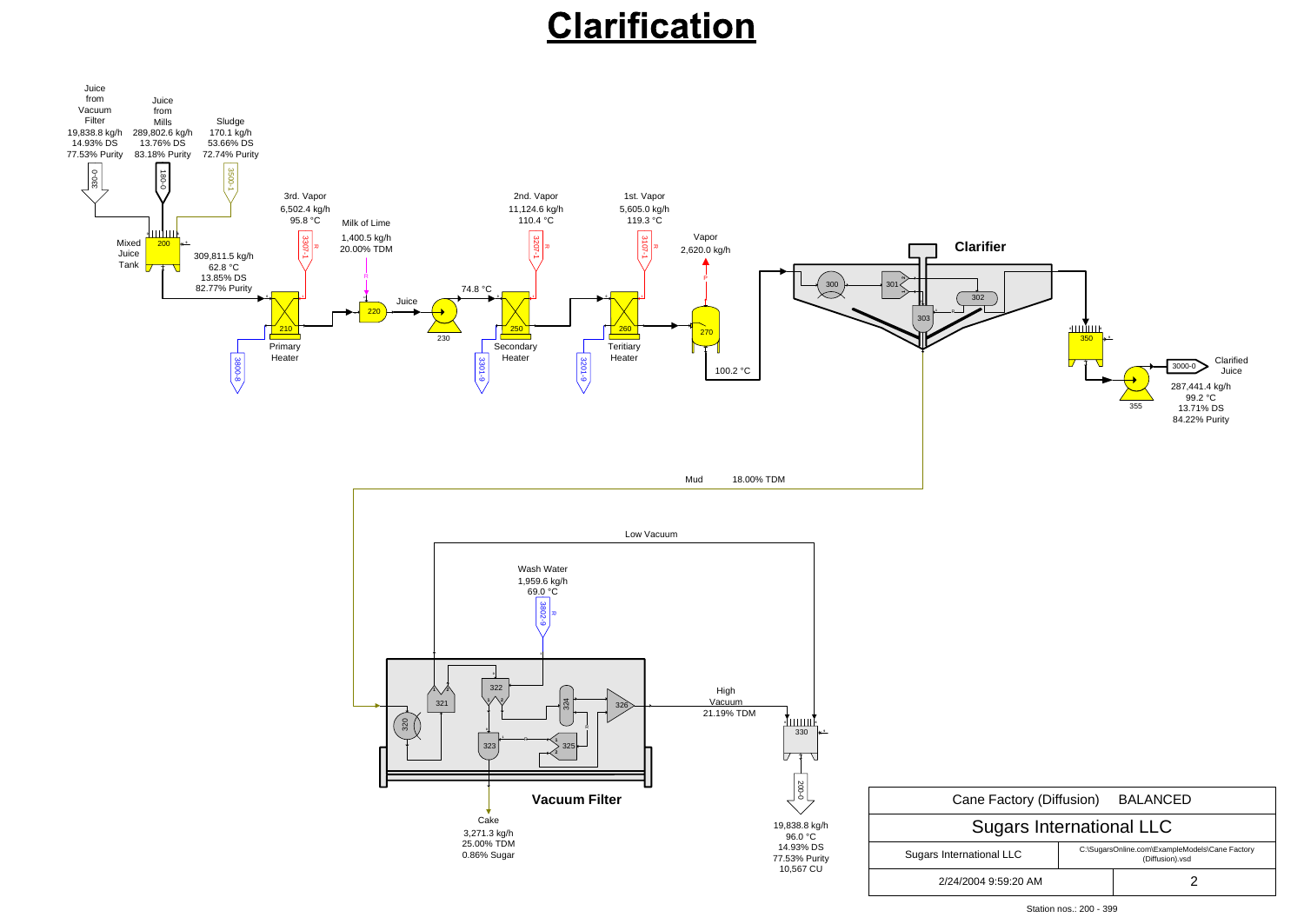# Clarification

Juice from Vacuum Filter
19,838.8 kg/h
14.93% DS
77.53% Purity

330-0

Juice from Mills
289,802.6 kg/h
13.76% DS
83.18% Purity

180-0

Sludge
170.1 kg/h
53.66% DS
72.74% Purity

3500-1

Mixed Juice Tank

200

309,811.5 kg/h
62.8 °C
13.85% DS
82.77% Purity

3rd. Vapor
6,502.4 kg/h
95.8 °C

3307-1

Milk of Lime
1,400.5 kg/h
20.00% TDM

210

Primary Heater

3800-8

220

Juice

230

74.8 °C

2nd. Vapor
11,124.6 kg/h
110.4 °C

3207-1

250

Secondary Heater

3301-9

1st. Vapor
5,605.0 kg/h
119.3 °C

3107-1

260

Teritiary Heater

3201-9

Vapor
2,620.0 kg/h

270

100.2 °C

## Clarifier

300

301

302

303

350

355

3000-0

Clarified Juice
287,441.4 kg/h
99.2 °C
13.71% DS
84.22% Purity

Mud 18.00% TDM

Low Vacuum

Wash Water
1,959.6 kg/h
69.0 °C

3802-9

320

321

322

323

324

325

326

High Vacuum
21.19% TDM

330

200-0

19,838.8 kg/h
96.0 °C
14.93% DS
77.53% Purity
10,567 CU

**Vacuum Filter**

Cake
3,271.3 kg/h
25.00% TDM
0.86% Sugar

| Cane Factory (Diffusion) BALANCED | |
|---|---|
| Sugars International LLC | |
| Sugars International LLC | C:\SugarsOnline.com\ExampleModels\Cane Factory (Diffusion).vsd |
| 2/24/2004 9:59:20 AM | 2 |

Station nos.: 200 - 399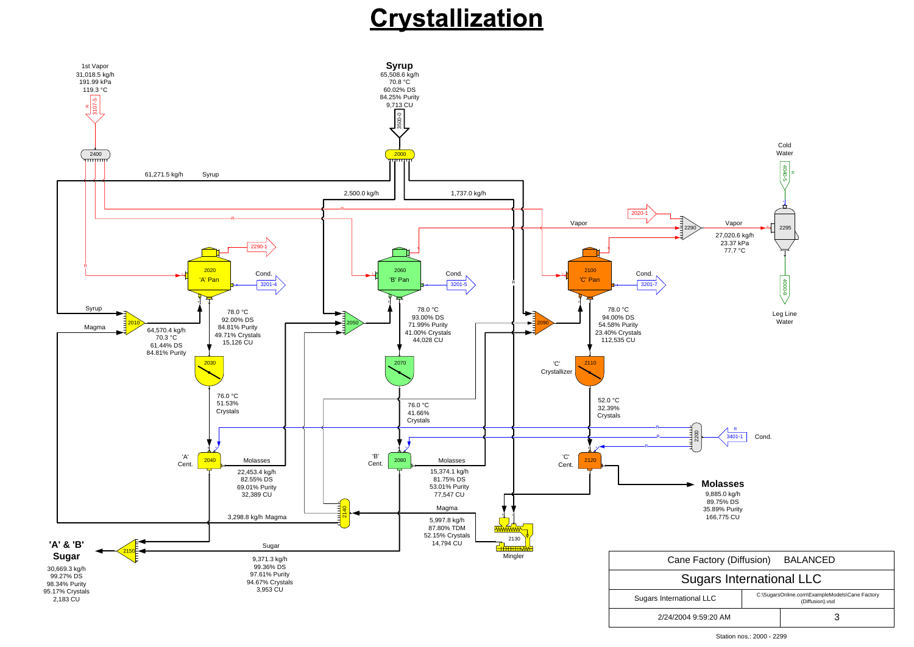# Crystallization

**Syrup**
65,508.6 kg/h
70.8 °C
60.02% DS
84.25% Purity
9,713 CU

3500-0

2000

1st Vapor
31,018.5 kg/h
191.99 kPa
119.3 °C

3107-5

2400

61,271.5 kg/h — Syrup

2,500.0 kg/h

1,737.0 kg/h

2020-1

Vapor

2290

Vapor
27,020.6 kg/h
23.37 kPa
77.7 °C

2295

Cold Water

4040-5

4000-9

Leg Line Water

2290-1

2020 'A' Pan — Cond. 3201-4

2060 'B' Pan — Cond. 3201-5

2100 'C' Pan — Cond. 3201-7

Syrup

Magma

2010

64,570.4 kg/h
70.3 °C
61.44% DS
84.81% Purity

78.0 °C
92.00% DS
84.81% Purity
49.71% Crystals
15,126 CU

2050

78.0 °C
93.00% DS
71.99% Purity
41.00% Crystals
44,028 CU

2090

78.0 °C
94.00% DS
54.58% Purity
23.40% Crystals
112,535 CU

2030

76.0 °C
51.53%
Crystals

2070

76.0 °C
41.66%
Crystals

'C' Crystallizer — 2110

52.0 °C
32.39%
Crystals

2200

3401-1 — Cond.

'A' Cent. — 2040

Molasses
22,453.4 kg/h
82.55% DS
69.01% Purity
32,389 CU

'B' Cent. — 2080

Molasses
15,374.1 kg/h
81.75% DS
53.01% Purity
77,547 CU

'C' Cent. — 2120

**Molasses**
9,885.0 kg/h
89.75% DS
35.89% Purity
166,775 CU

2140

3,298.8 kg/h Magma

Magma
5,997.8 kg/h
87.80% TDM
52.15% Crystals
14,794 CU

2130 — Mingler

**'A' & 'B' Sugar**
30,669.3 kg/h
99.27% DS
98.34% Purity
95.17% Crystals
2,183 CU

2150

Sugar
9,371.3 kg/h
99.36% DS
97.61% Purity
94.67% Crystals
3,953 CU

| Cane Factory (Diffusion) BALANCED | |
|---|---|
| Sugars International LLC | |
| Sugars International LLC | C:\SugarsOnline.com\ExampleModels\Cane Factory (Diffusion).vsd |
| 2/24/2004 9:59:20 AM | 3 |

Station nos.: 2000 - 2299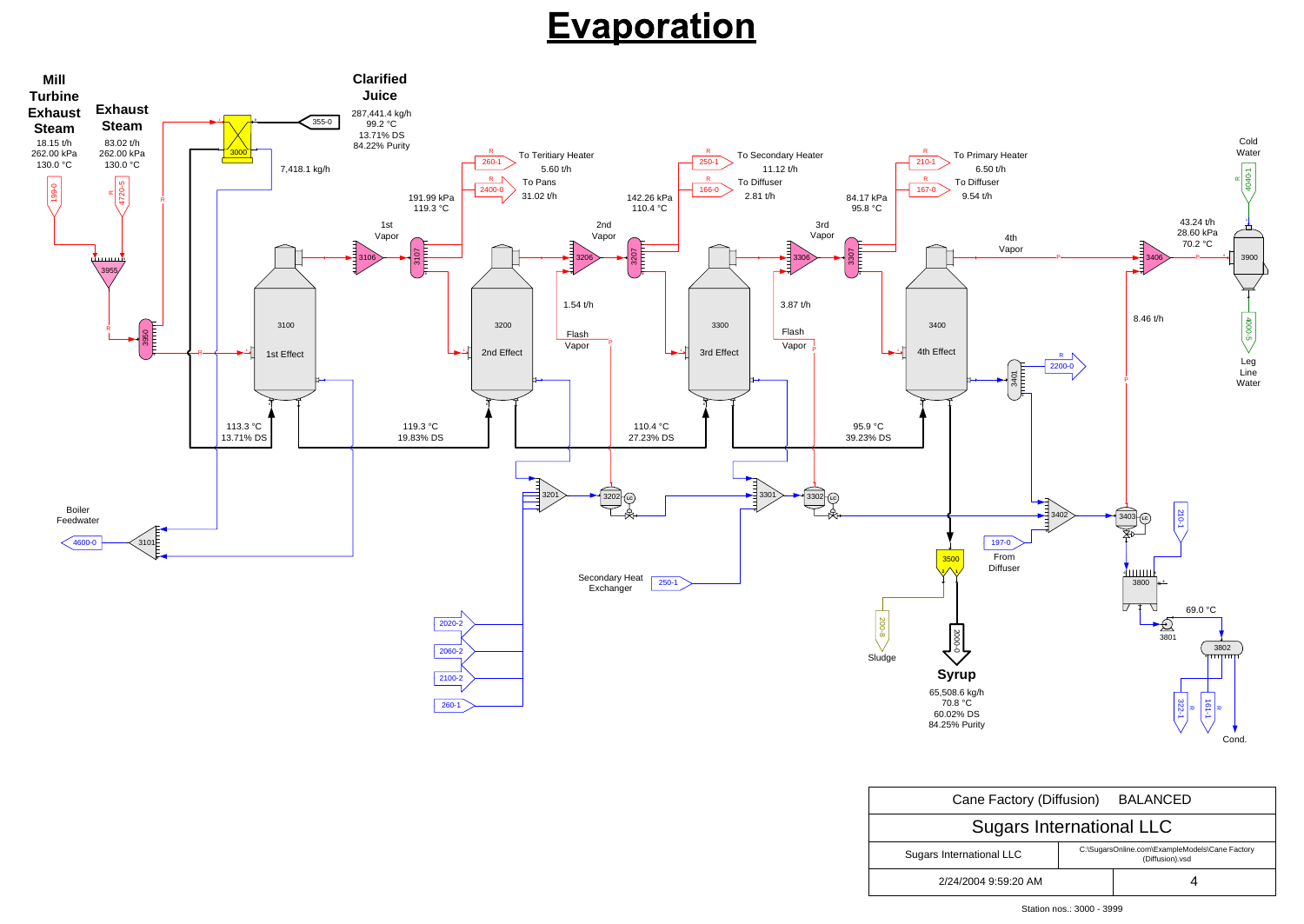# Evaporation

**Mill Turbine Exhaust Steam**
18.15 t/h
262.00 kPa
130.0 °C

**Exhaust Steam**
83.02 t/h
262.00 kPa
130.0 °C

**Clarified Juice**
287,441.4 kg/h
99.2 °C
13.71% DS
84.22% Purity

355-0

3000

7,418.1 kg/h

199-0

4720-5

3955

3950

1st Vapor

191.99 kPa
119.3 °C

3106

3107

260-1 — To Teritiary Heater — 5.60 t/h

2400-0 — To Pans — 31.02 t/h

2nd Vapor

142.26 kPa
110.4 °C

3206

3207

250-1 — To Secondary Heater — 11.12 t/h

166-0 — To Diffuser — 2.81 t/h

3rd Vapor

84.17 kPa
95.8 °C

3306

3307

210-1 — To Primary Heater — 6.50 t/h

167-0 — To Diffuser — 9.54 t/h

4th Vapor

43.24 t/h
28.60 kPa
70.2 °C

3406

3900

Cold Water

4040-1

4000-5

Leg Line Water

3100 — 1st Effect

3200 — 2nd Effect

3300 — 3rd Effect

3400 — 4th Effect

1.54 t/h — Flash Vapor

3.87 t/h — Flash Vapor

8.46 t/h

3401

2200-0

113.3 °C
13.71% DS

119.3 °C
19.83% DS

110.4 °C
27.23% DS

95.9 °C
39.23% DS

Boiler Feedwater

4600-0

3101

3201

3202

3301

3302

3402

3403

197-0 — From Diffuser

210-1

3500

3800

3801

69.0 °C

3802

322-1

161-1

Cond.

200-8 — Sludge

2000-0

**Syrup**
65,508.6 kg/h
70.8 °C
60.02% DS
84.25% Purity

Secondary Heat Exchanger — 250-1

2020-2

2060-2

2100-2

260-1

| Cane Factory (Diffusion) BALANCED | |
|---|---|
| Sugars International LLC | |
| Sugars International LLC | C:\SugarsOnline.com\ExampleModels\Cane Factory (Diffusion).vsd |
| 2/24/2004 9:59:20 AM | 4 |

Station nos.: 3000 - 3999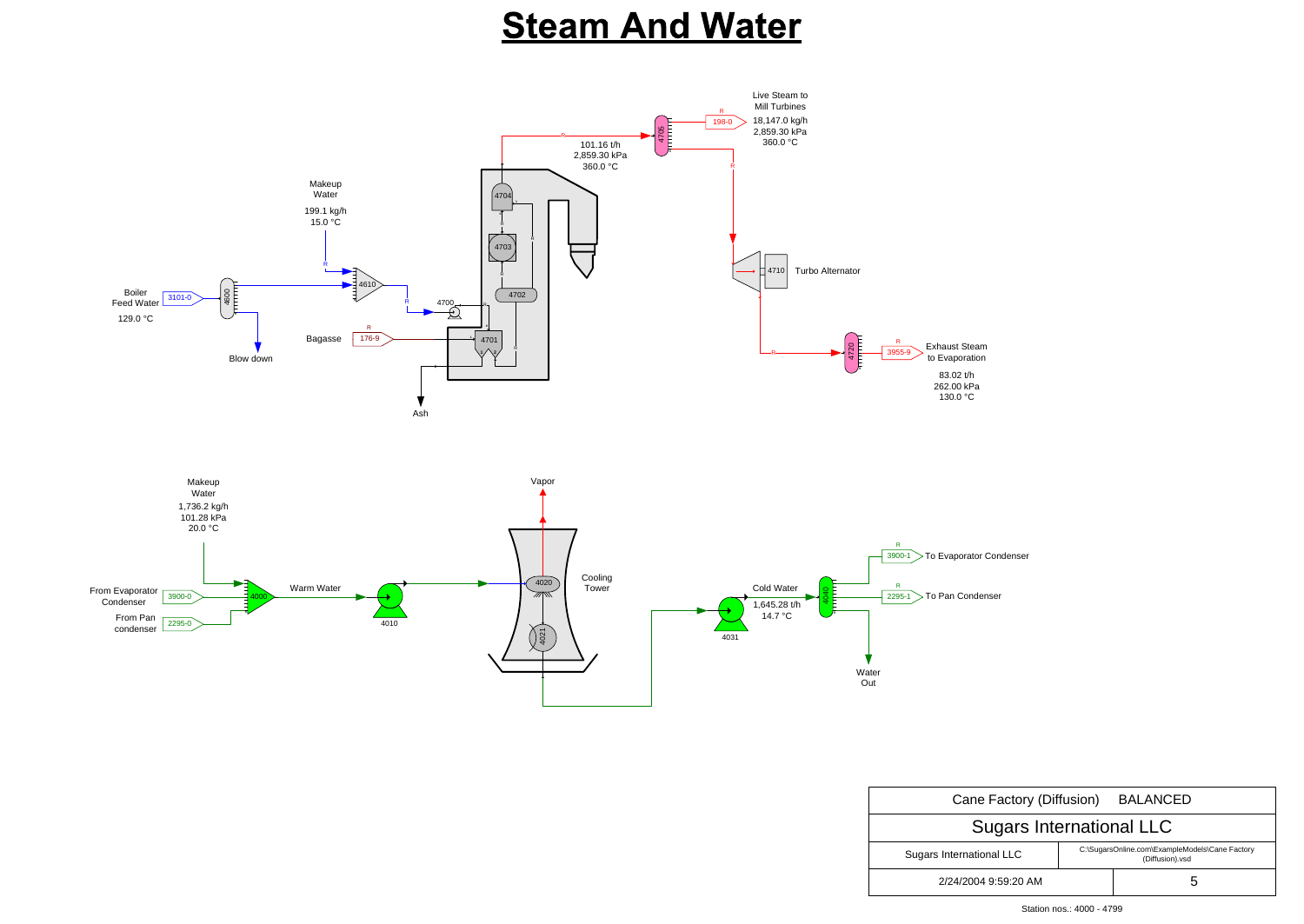# Steam And Water

Live Steam to Mill Turbines
R
198-0
18,147.0 kg/h
2,859.30 kPa
360.0 °C

4705

101.16 t/h
2,859.30 kPa
360.0 °C

Makeup Water
199.1 kg/h
15.0 °C

4704

4703

4702

4701

4700

4610

Boiler Feed Water
3101-0
129.0 °C

4600

Blow down

Bagasse
R
176-9

Ash

4710
Turbo Alternator

4720

R
3955-9
Exhaust Steam to Evaporation
83.02 t/h
262.00 kPa
130.0 °C

Makeup Water
1,736.2 kg/h
101.28 kPa
20.0 °C

Vapor

From Evaporator Condenser
3900-0

From Pan condenser
2295-0

4000

Warm Water

4010

4020
Cooling Tower

4021

Cold Water
1,645.28 t/h
14.7 °C

4031

4040

R
3900-1
To Evaporator Condenser

R
2295-1
To Pan Condenser

Water Out

| | |
|---|---|
| Cane Factory (Diffusion) | BALANCED |
| Sugars International LLC | |
| Sugars International LLC | C:\SugarsOnline.com\ExampleModels\Cane Factory (Diffusion).vsd |
| 2/24/2004 9:59:20 AM | 5 |

Station nos.: 4000 - 4799